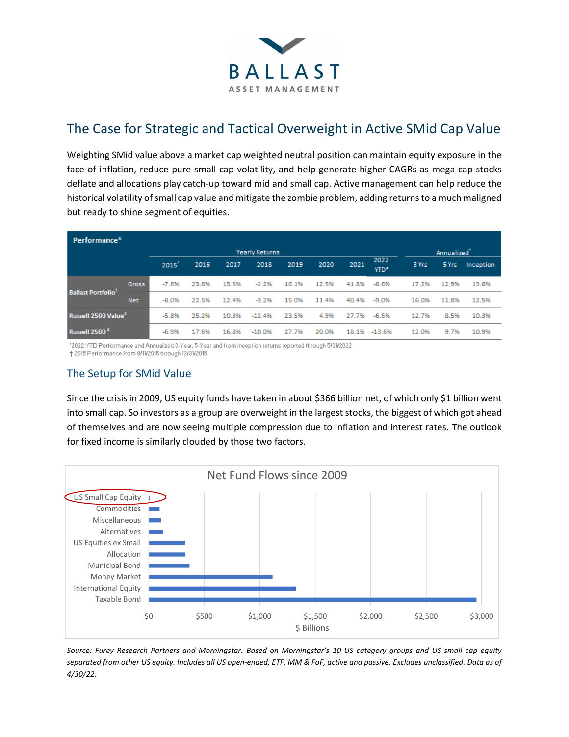BALLAST

ASSET MANAGEMENT

## The Case for Strategic and Tactical Overweight in Active SMid Cap Value

Weighting SMid value above a market cap weighted neutral position can maintain equity exposure in the face of inflation, reduce pure small cap volatility, and help generate higher CAGRs as mega cap stocks deflate and allocations play catch-up toward mid and small cap. Active management can help reduce the historical volatility of small cap value and mitigate the zombie problem, adding returns to a much maligned but ready to shine segment of equities.

| Performance* | | Yearly Returns | | | | | | | | Annualized* | | |
|---|---|---|---|---|---|---|---|---|---|---|---|---|
| | | 2015† | 2016 | 2017 | 2018 | 2019 | 2020 | 2021 | 2022 YTD* | 3 Yrs | 5 Yrs | Inception |
| Ballast Portfolio[1] | Gross | -7.6% | 23.8% | 13.5% | -2.2% | 16.1% | 12.5% | 41.8% | -8.6% | 17.2% | 12.9% | 13.6% |
| | Net | -8.0% | 22.5% | 12.4% | -3.2% | 15.0% | 11.4% | 40.4% | -9.0% | 16.0% | 11.8% | 12.5% |
| Russell 2500 Value[2] | | -5.8% | 25.2% | 10.3% | -12.4% | 23.5% | 4.9% | 27.7% | -6.5% | 12.7% | 8.5% | 10.3% |
| Russell 2500[3] | | -6.9% | 17.6% | 16.8% | -10.0% | 27.7% | 20.0% | 18.1% | -13.6% | 12.0% | 9.7% | 10.9% |

*2022 YTD Performance and Annualized 3-Year, 5-Year and from Inception returns reported through 5/31/2022
† 2015 Performance from 8/11/2015 through 12/31/2015

### The Setup for SMid Value

Since the crisis in 2009, US equity funds have taken in about $366 billion net, of which only $1 billion went into small cap. So investors as a group are overweight in the largest stocks, the biggest of which got ahead of themselves and are now seeing multiple compression due to inflation and interest rates. The outlook for fixed income is similarly clouded by those two factors.

**Net Fund Flows since 2009** ($ Billions)

| Category | Approx. Net Flows ($ Billions) |
|---|---|
| US Small Cap Equity | ~1 |
| Commodities | ~95 |
| Miscellaneous | ~105 |
| Alternatives | ~125 |
| US Equities ex Small | ~325 |
| Allocation | ~330 |
| Municipal Bond | ~365 |
| Money Market | ~1,115 |
| International Equity | ~1,325 |
| Taxable Bond | ~2,955 |

*Source: Furey Research Partners and Morningstar. Based on Morningstar's 10 US category groups and US small cap equity separated from other US equity. Includes all US open-ended, ETF, MM & FoF, active and passive. Excludes unclassified. Data as of 4/30/22.*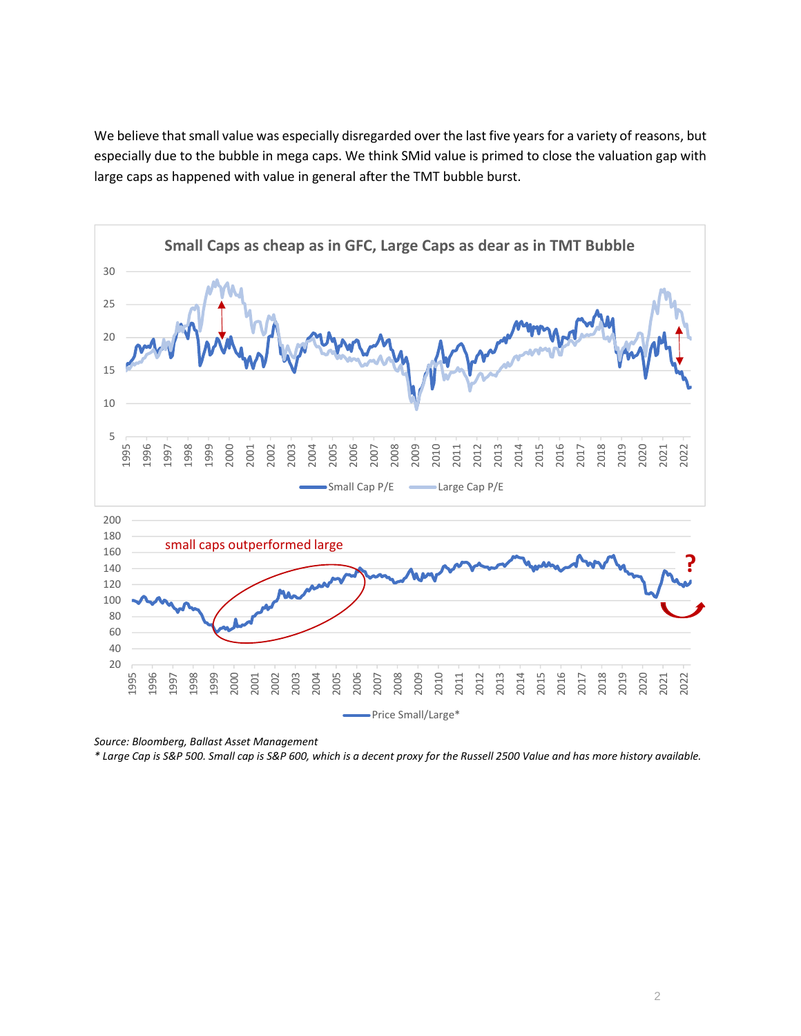We believe that small value was especially disregarded over the last five years for a variety of reasons, but especially due to the bubble in mega caps. We think SMid value is primed to close the valuation gap with large caps as happened with value in general after the TMT bubble burst.

*Source: Bloomberg, Ballast Asset Management*

** Large Cap is S&P 500. Small cap is S&P 600, which is a decent proxy for the Russell 2500 Value and has more history available.*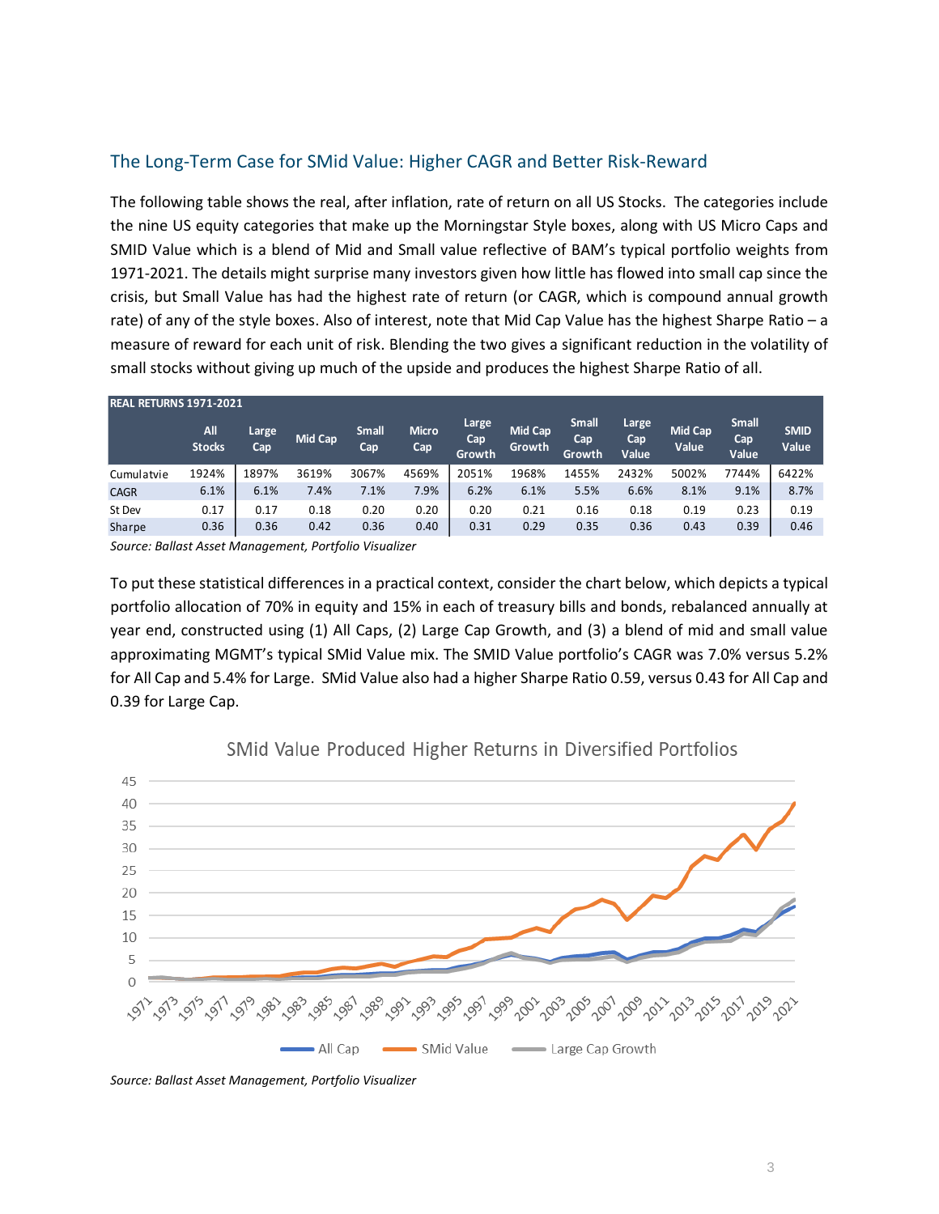## The Long-Term Case for SMid Value: Higher CAGR and Better Risk-Reward

The following table shows the real, after inflation, rate of return on all US Stocks. The categories include the nine US equity categories that make up the Morningstar Style boxes, along with US Micro Caps and SMID Value which is a blend of Mid and Small value reflective of BAM's typical portfolio weights from 1971-2021. The details might surprise many investors given how little has flowed into small cap since the crisis, but Small Value has had the highest rate of return (or CAGR, which is compound annual growth rate) of any of the style boxes. Also of interest, note that Mid Cap Value has the highest Sharpe Ratio – a measure of reward for each unit of risk. Blending the two gives a significant reduction in the volatility of small stocks without giving up much of the upside and produces the highest Sharpe Ratio of all.

| REAL RETURNS 1971-2021 | All Stocks | Large Cap | Mid Cap | Small Cap | Micro Cap | Large Cap Growth | Mid Cap Growth | Small Cap Growth | Large Cap Value | Mid Cap Value | Small Cap Value | SMID Value |
|---|---|---|---|---|---|---|---|---|---|---|---|---|
| Cumulatvie | 1924% | 1897% | 3619% | 3067% | 4569% | 2051% | 1968% | 1455% | 2432% | 5002% | 7744% | 6422% |
| CAGR | 6.1% | 6.1% | 7.4% | 7.1% | 7.9% | 6.2% | 6.1% | 5.5% | 6.6% | 8.1% | 9.1% | 8.7% |
| St Dev | 0.17 | 0.17 | 0.18 | 0.20 | 0.20 | 0.20 | 0.21 | 0.16 | 0.18 | 0.19 | 0.23 | 0.19 |
| Sharpe | 0.36 | 0.36 | 0.42 | 0.36 | 0.40 | 0.31 | 0.29 | 0.35 | 0.36 | 0.43 | 0.39 | 0.46 |

*Source: Ballast Asset Management, Portfolio Visualizer*

To put these statistical differences in a practical context, consider the chart below, which depicts a typical portfolio allocation of 70% in equity and 15% in each of treasury bills and bonds, rebalanced annually at year end, constructed using (1) All Caps, (2) Large Cap Growth, and (3) a blend of mid and small value approximating MGMT's typical SMid Value mix. The SMID Value portfolio's CAGR was 7.0% versus 5.2% for All Cap and 5.4% for Large. SMid Value also had a higher Sharpe Ratio 0.59, versus 0.43 for All Cap and 0.39 for Large Cap.

**SMid Value Produced Higher Returns in Diversified Portfolios**

*Source: Ballast Asset Management, Portfolio Visualizer*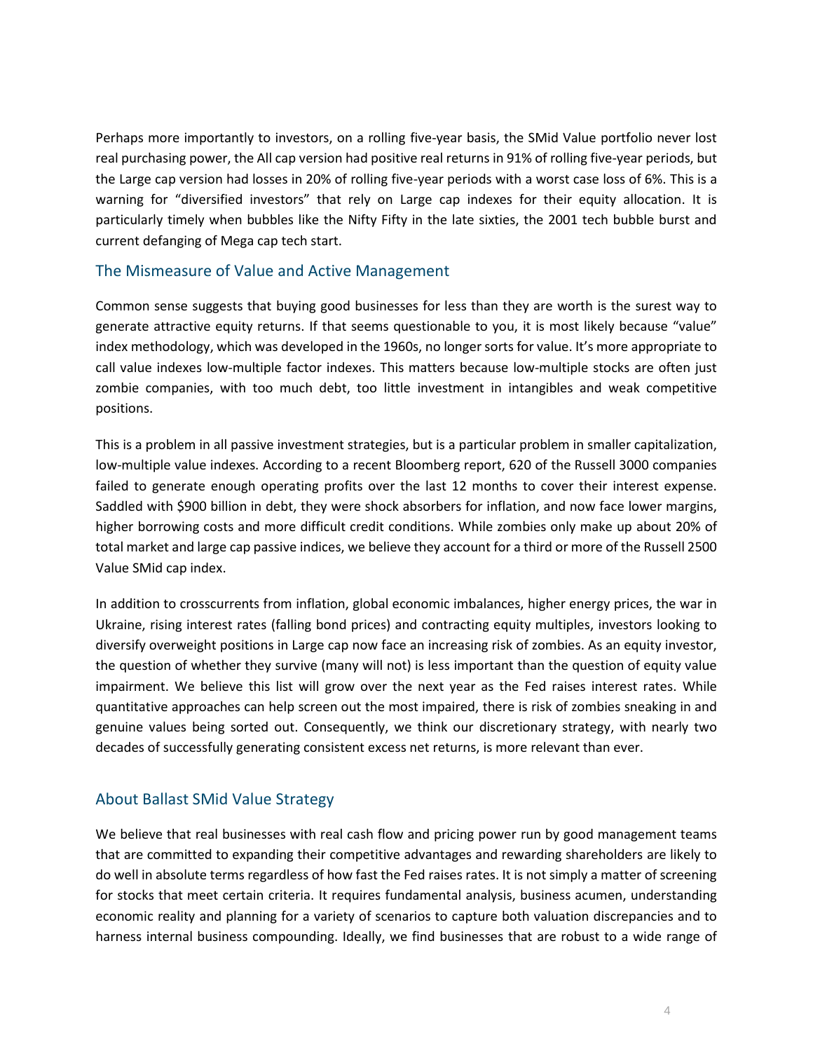Perhaps more importantly to investors, on a rolling five-year basis, the SMid Value portfolio never lost real purchasing power, the All cap version had positive real returns in 91% of rolling five-year periods, but the Large cap version had losses in 20% of rolling five-year periods with a worst case loss of 6%. This is a warning for "diversified investors" that rely on Large cap indexes for their equity allocation. It is particularly timely when bubbles like the Nifty Fifty in the late sixties, the 2001 tech bubble burst and current defanging of Mega cap tech start.

## The Mismeasure of Value and Active Management

Common sense suggests that buying good businesses for less than they are worth is the surest way to generate attractive equity returns. If that seems questionable to you, it is most likely because "value" index methodology, which was developed in the 1960s, no longer sorts for value. It's more appropriate to call value indexes low-multiple factor indexes. This matters because low-multiple stocks are often just zombie companies, with too much debt, too little investment in intangibles and weak competitive positions.

This is a problem in all passive investment strategies, but is a particular problem in smaller capitalization, low-multiple value indexes. According to a recent Bloomberg report, 620 of the Russell 3000 companies failed to generate enough operating profits over the last 12 months to cover their interest expense. Saddled with $900 billion in debt, they were shock absorbers for inflation, and now face lower margins, higher borrowing costs and more difficult credit conditions. While zombies only make up about 20% of total market and large cap passive indices, we believe they account for a third or more of the Russell 2500 Value SMid cap index.

In addition to crosscurrents from inflation, global economic imbalances, higher energy prices, the war in Ukraine, rising interest rates (falling bond prices) and contracting equity multiples, investors looking to diversify overweight positions in Large cap now face an increasing risk of zombies. As an equity investor, the question of whether they survive (many will not) is less important than the question of equity value impairment. We believe this list will grow over the next year as the Fed raises interest rates. While quantitative approaches can help screen out the most impaired, there is risk of zombies sneaking in and genuine values being sorted out. Consequently, we think our discretionary strategy, with nearly two decades of successfully generating consistent excess net returns, is more relevant than ever.

## About Ballast SMid Value Strategy

We believe that real businesses with real cash flow and pricing power run by good management teams that are committed to expanding their competitive advantages and rewarding shareholders are likely to do well in absolute terms regardless of how fast the Fed raises rates. It is not simply a matter of screening for stocks that meet certain criteria. It requires fundamental analysis, business acumen, understanding economic reality and planning for a variety of scenarios to capture both valuation discrepancies and to harness internal business compounding. Ideally, we find businesses that are robust to a wide range of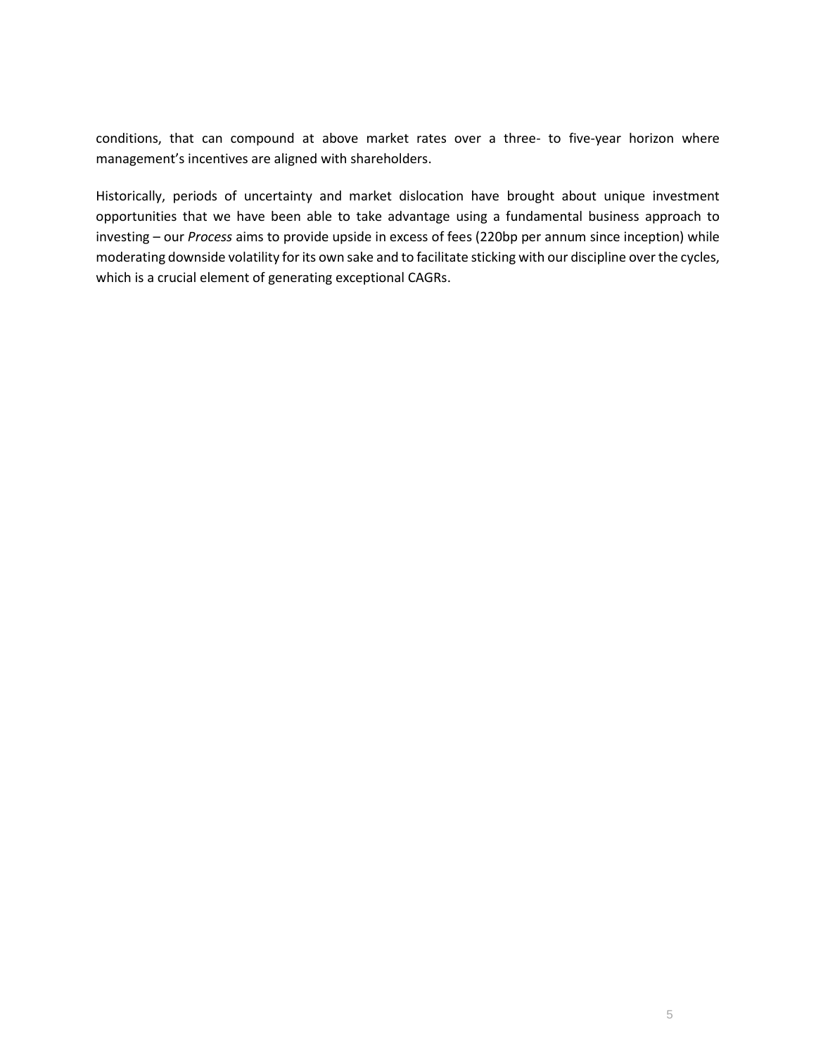conditions, that can compound at above market rates over a three- to five-year horizon where management's incentives are aligned with shareholders.

Historically, periods of uncertainty and market dislocation have brought about unique investment opportunities that we have been able to take advantage using a fundamental business approach to investing – our *Process* aims to provide upside in excess of fees (220bp per annum since inception) while moderating downside volatility for its own sake and to facilitate sticking with our discipline over the cycles, which is a crucial element of generating exceptional CAGRs.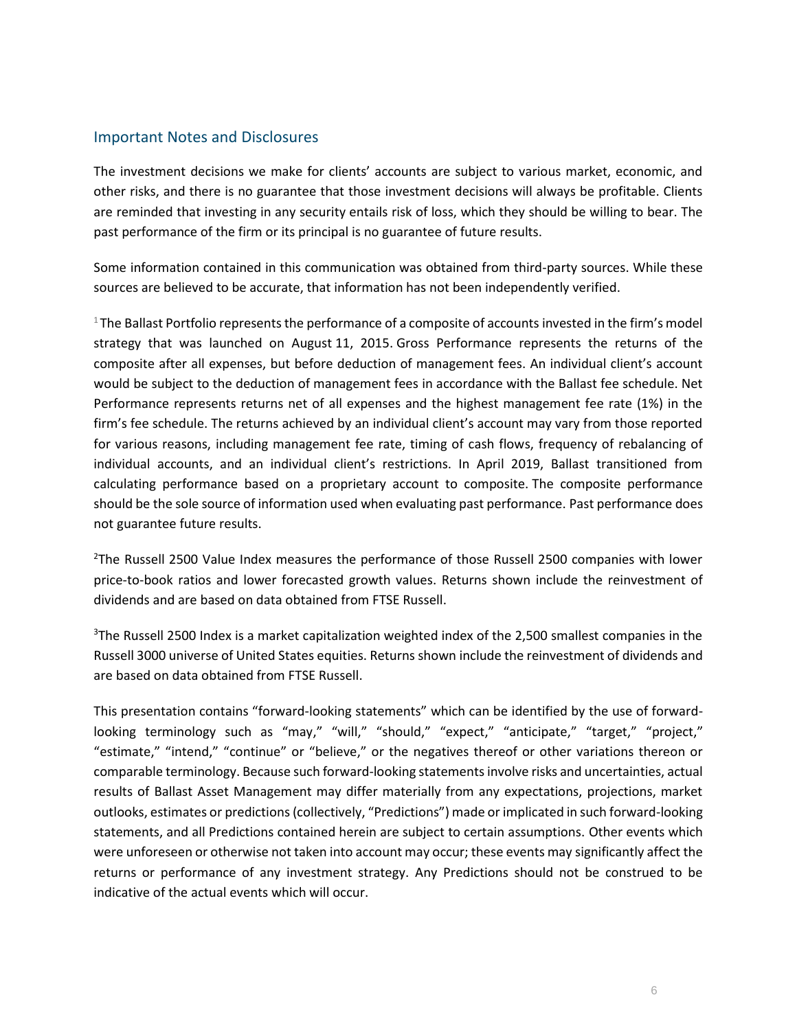## Important Notes and Disclosures

The investment decisions we make for clients' accounts are subject to various market, economic, and other risks, and there is no guarantee that those investment decisions will always be profitable. Clients are reminded that investing in any security entails risk of loss, which they should be willing to bear. The past performance of the firm or its principal is no guarantee of future results.

Some information contained in this communication was obtained from third-party sources. While these sources are believed to be accurate, that information has not been independently verified.

[1] The Ballast Portfolio represents the performance of a composite of accounts invested in the firm's model strategy that was launched on August 11, 2015. Gross Performance represents the returns of the composite after all expenses, but before deduction of management fees. An individual client's account would be subject to the deduction of management fees in accordance with the Ballast fee schedule. Net Performance represents returns net of all expenses and the highest management fee rate (1%) in the firm's fee schedule. The returns achieved by an individual client's account may vary from those reported for various reasons, including management fee rate, timing of cash flows, frequency of rebalancing of individual accounts, and an individual client's restrictions. In April 2019, Ballast transitioned from calculating performance based on a proprietary account to composite. The composite performance should be the sole source of information used when evaluating past performance. Past performance does not guarantee future results.

[2] The Russell 2500 Value Index measures the performance of those Russell 2500 companies with lower price-to-book ratios and lower forecasted growth values. Returns shown include the reinvestment of dividends and are based on data obtained from FTSE Russell.

[3] The Russell 2500 Index is a market capitalization weighted index of the 2,500 smallest companies in the Russell 3000 universe of United States equities. Returns shown include the reinvestment of dividends and are based on data obtained from FTSE Russell.

This presentation contains "forward-looking statements" which can be identified by the use of forward-looking terminology such as "may," "will," "should," "expect," "anticipate," "target," "project," "estimate," "intend," "continue" or "believe," or the negatives thereof or other variations thereon or comparable terminology. Because such forward-looking statements involve risks and uncertainties, actual results of Ballast Asset Management may differ materially from any expectations, projections, market outlooks, estimates or predictions (collectively, "Predictions") made or implicated in such forward-looking statements, and all Predictions contained herein are subject to certain assumptions. Other events which were unforeseen or otherwise not taken into account may occur; these events may significantly affect the returns or performance of any investment strategy. Any Predictions should not be construed to be indicative of the actual events which will occur.